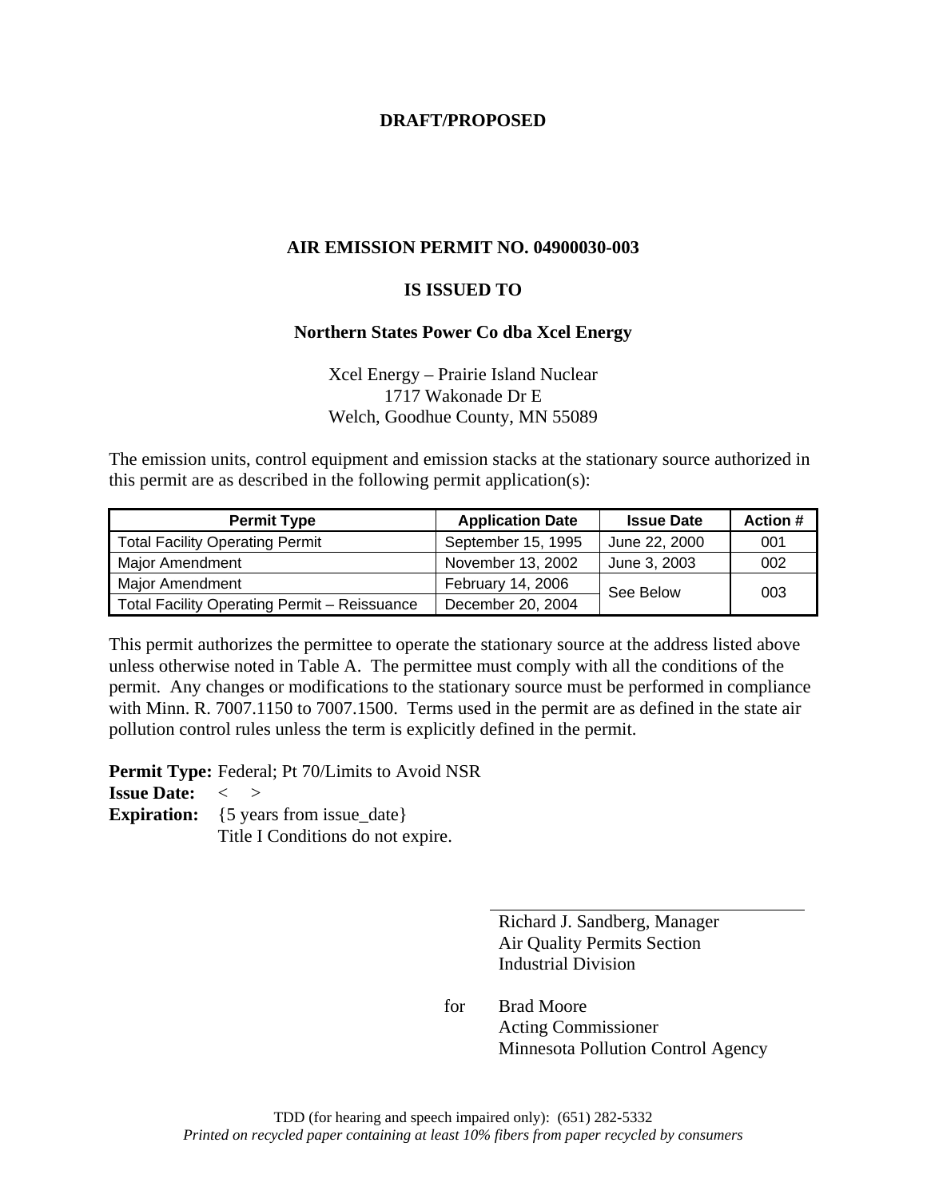**DRAFT/PROPOSED**

# AIR EMISSION PERMIT NO. 04900030-003

## IS ISSUED TO

### Northern States Power Co dba Xcel Energy

Xcel Energy – Prairie Island Nuclear
1717 Wakonade Dr E
Welch, Goodhue County, MN 55089

The emission units, control equipment and emission stacks at the stationary source authorized in this permit are as described in the following permit application(s):

| Permit Type | Application Date | Issue Date | Action # |
|---|---|---|---|
| Total Facility Operating Permit | September 15, 1995 | June 22, 2000 | 001 |
| Major Amendment | November 13, 2002 | June 3, 2003 | 002 |
| Major Amendment | February 14, 2006 | See Below | 003 |
| Total Facility Operating Permit – Reissuance | December 20, 2004 | | |

This permit authorizes the permittee to operate the stationary source at the address listed above unless otherwise noted in Table A. The permittee must comply with all the conditions of the permit. Any changes or modifications to the stationary source must be performed in compliance with Minn. R. 7007.1150 to 7007.1500. Terms used in the permit are as defined in the state air pollution control rules unless the term is explicitly defined in the permit.

**Permit Type:** Federal; Pt 70/Limits to Avoid NSR
**Issue Date:** < >
**Expiration:** {5 years from issue_date}
Title I Conditions do not expire.

Richard J. Sandberg, Manager
Air Quality Permits Section
Industrial Division

for Brad Moore
Acting Commissioner
Minnesota Pollution Control Agency

TDD (for hearing and speech impaired only): (651) 282-5332
*Printed on recycled paper containing at least 10% fibers from paper recycled by consumers*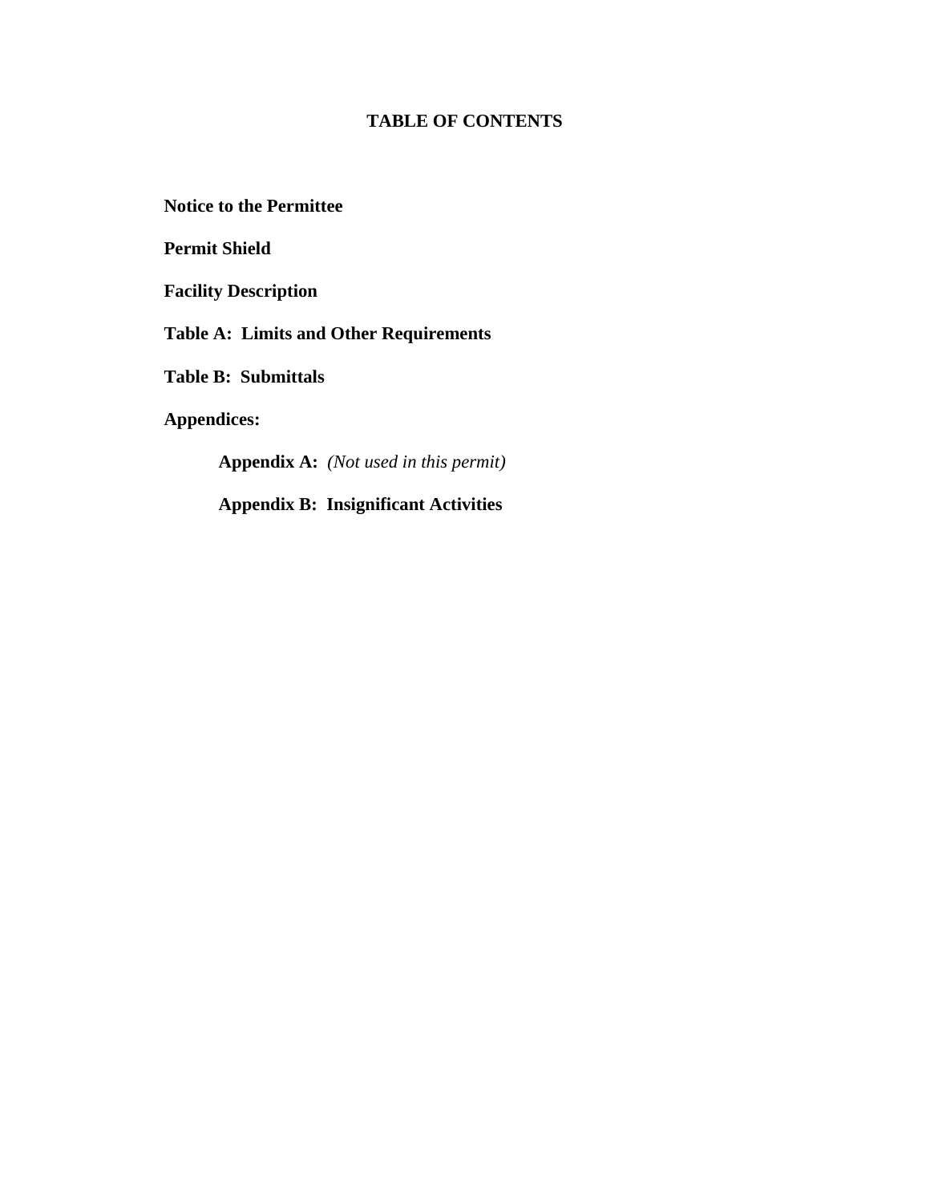# TABLE OF CONTENTS

**Notice to the Permittee**

**Permit Shield**

**Facility Description**

**Table A: Limits and Other Requirements**

**Table B: Submittals**

**Appendices:**

- **Appendix A:** *(Not used in this permit)*
- **Appendix B: Insignificant Activities**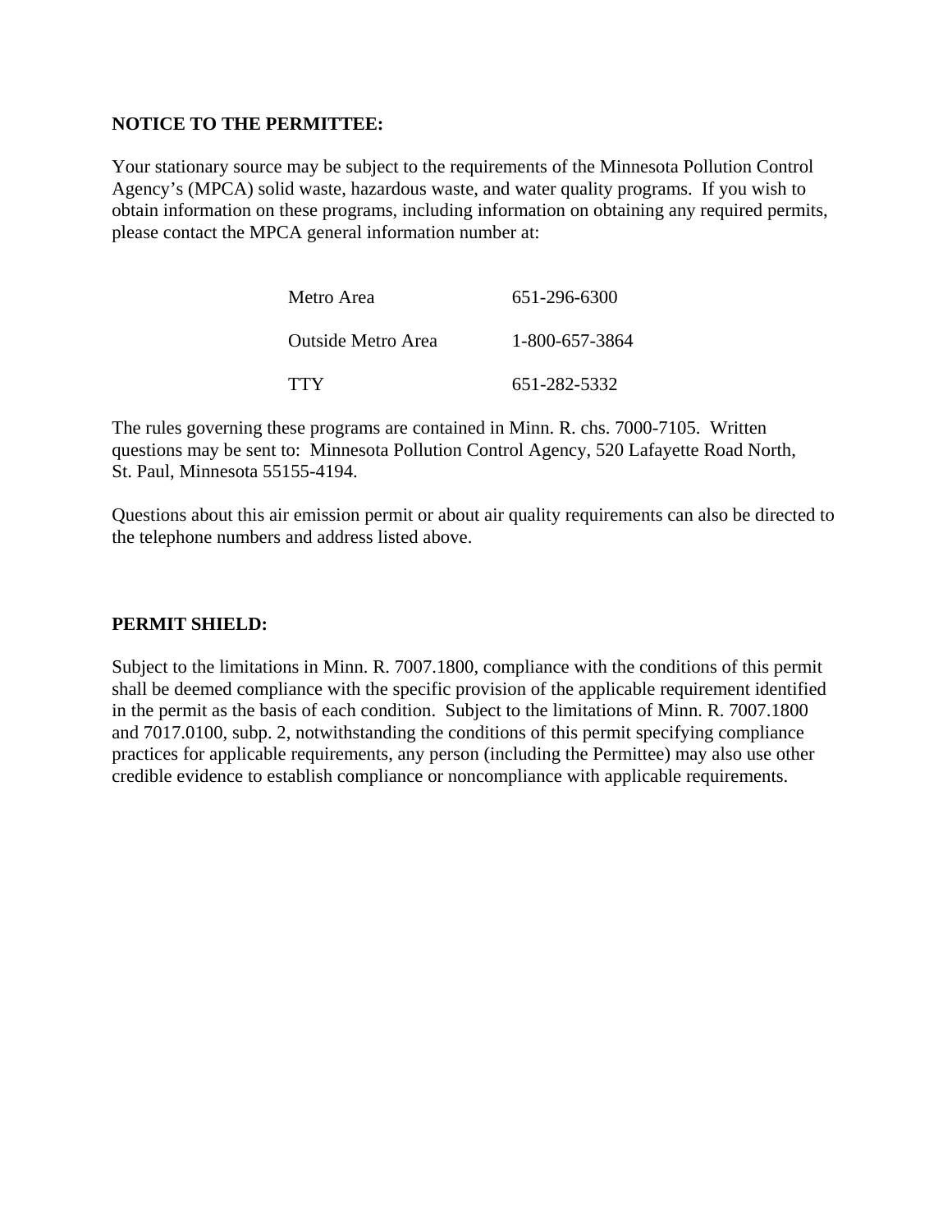**NOTICE TO THE PERMITTEE:**

Your stationary source may be subject to the requirements of the Minnesota Pollution Control Agency's (MPCA) solid waste, hazardous waste, and water quality programs. If you wish to obtain information on these programs, including information on obtaining any required permits, please contact the MPCA general information number at:

| | |
|---|---|
| Metro Area | 651-296-6300 |
| Outside Metro Area | 1-800-657-3864 |
| TTY | 651-282-5332 |

The rules governing these programs are contained in Minn. R. chs. 7000-7105. Written questions may be sent to: Minnesota Pollution Control Agency, 520 Lafayette Road North, St. Paul, Minnesota 55155-4194.

Questions about this air emission permit or about air quality requirements can also be directed to the telephone numbers and address listed above.

**PERMIT SHIELD:**

Subject to the limitations in Minn. R. 7007.1800, compliance with the conditions of this permit shall be deemed compliance with the specific provision of the applicable requirement identified in the permit as the basis of each condition. Subject to the limitations of Minn. R. 7007.1800 and 7017.0100, subp. 2, notwithstanding the conditions of this permit specifying compliance practices for applicable requirements, any person (including the Permittee) may also use other credible evidence to establish compliance or noncompliance with applicable requirements.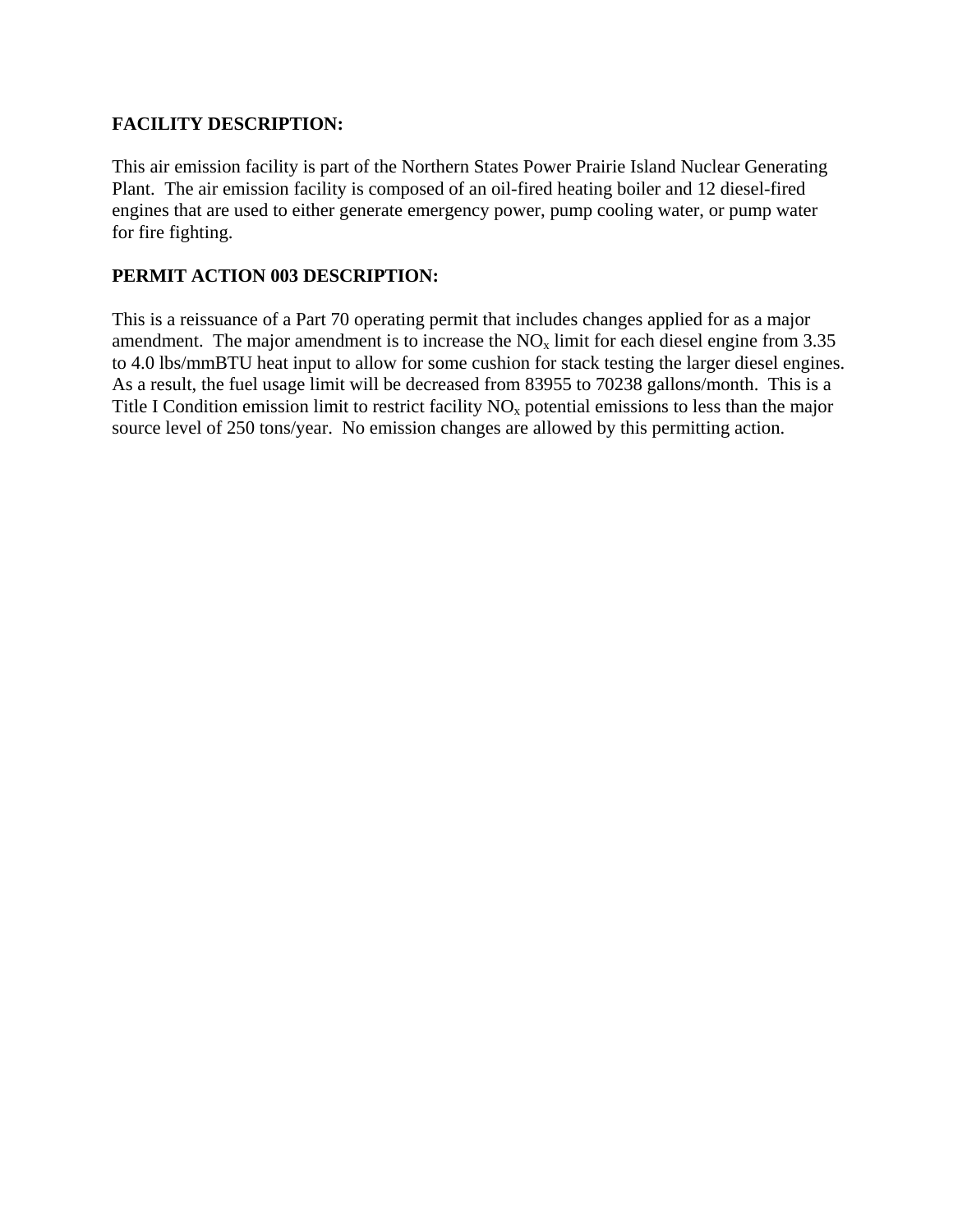## FACILITY DESCRIPTION:

This air emission facility is part of the Northern States Power Prairie Island Nuclear Generating Plant. The air emission facility is composed of an oil-fired heating boiler and 12 diesel-fired engines that are used to either generate emergency power, pump cooling water, or pump water for fire fighting.

## PERMIT ACTION 003 DESCRIPTION:

This is a reissuance of a Part 70 operating permit that includes changes applied for as a major amendment. The major amendment is to increase the $NO_x$ limit for each diesel engine from 3.35 to 4.0 lbs/mmBTU heat input to allow for some cushion for stack testing the larger diesel engines. As a result, the fuel usage limit will be decreased from 83955 to 70238 gallons/month. This is a Title I Condition emission limit to restrict facility $NO_x$ potential emissions to less than the major source level of 250 tons/year. No emission changes are allowed by this permitting action.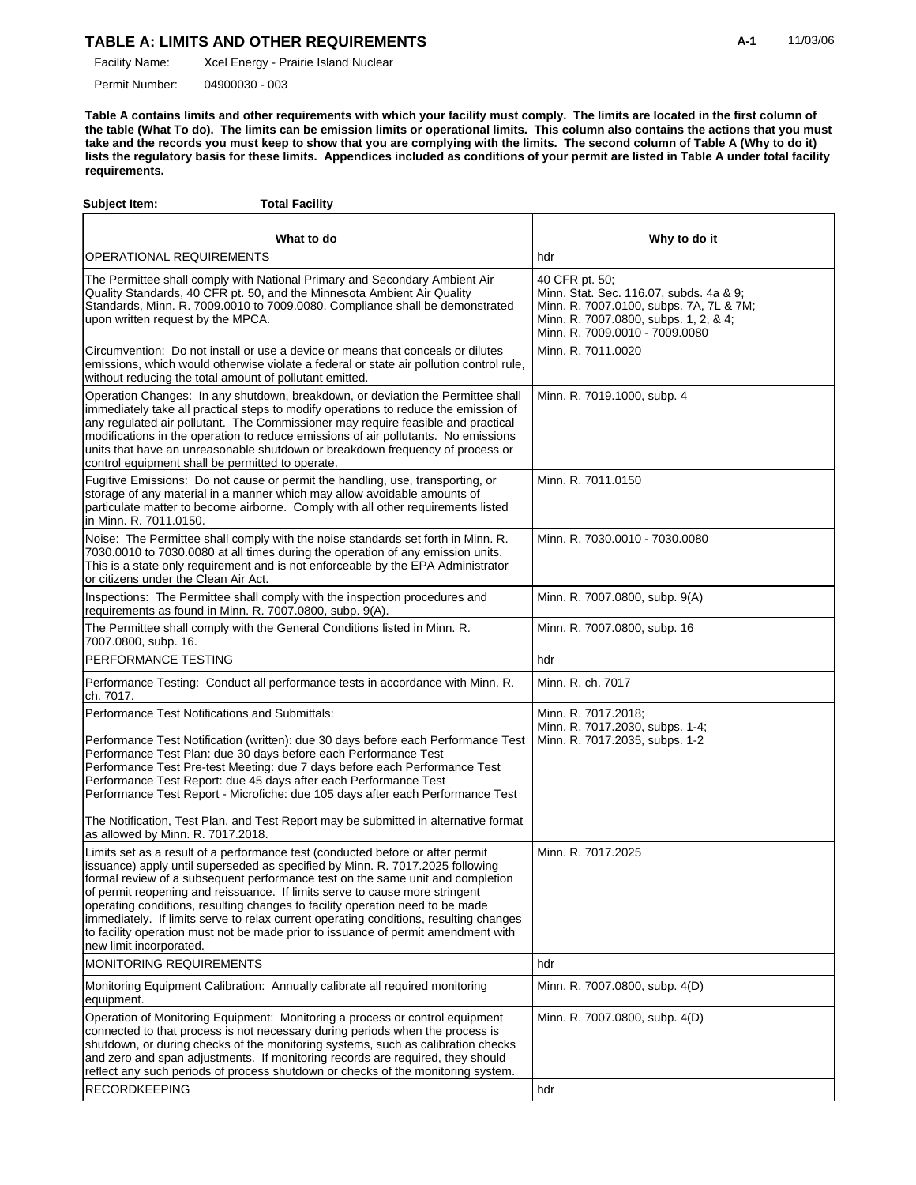## TABLE A: LIMITS AND OTHER REQUIREMENTS

Facility Name: Xcel Energy - Prairie Island Nuclear

Permit Number: 04900030 - 003

**Table A contains limits and other requirements with which your facility must comply. The limits are located in the first column of the table (What To do). The limits can be emission limits or operational limits. This column also contains the actions that you must take and the records you must keep to show that you are complying with the limits. The second column of Table A (Why to do it) lists the regulatory basis for these limits. Appendices included as conditions of your permit are listed in Table A under total facility requirements.**

**Subject Item:** **Total Facility**

| What to do | Why to do it |
|---|---|
| OPERATIONAL REQUIREMENTS | hdr |
| The Permittee shall comply with National Primary and Secondary Ambient Air Quality Standards, 40 CFR pt. 50, and the Minnesota Ambient Air Quality Standards, Minn. R. 7009.0010 to 7009.0080. Compliance shall be demonstrated upon written request by the MPCA. | 40 CFR pt. 50;<br>Minn. Stat. Sec. 116.07, subds. 4a & 9;<br>Minn. R. 7007.0100, subps. 7A, 7L & 7M;<br>Minn. R. 7007.0800, subps. 1, 2, & 4;<br>Minn. R. 7009.0010 - 7009.0080 |
| Circumvention: Do not install or use a device or means that conceals or dilutes emissions, which would otherwise violate a federal or state air pollution control rule, without reducing the total amount of pollutant emitted. | Minn. R. 7011.0020 |
| Operation Changes: In any shutdown, breakdown, or deviation the Permittee shall immediately take all practical steps to modify operations to reduce the emission of any regulated air pollutant. The Commissioner may require feasible and practical modifications in the operation to reduce emissions of air pollutants. No emissions units that have an unreasonable shutdown or breakdown frequency of process or control equipment shall be permitted to operate. | Minn. R. 7019.1000, subp. 4 |
| Fugitive Emissions: Do not cause or permit the handling, use, transporting, or storage of any material in a manner which may allow avoidable amounts of particulate matter to become airborne. Comply with all other requirements listed in Minn. R. 7011.0150. | Minn. R. 7011.0150 |
| Noise: The Permittee shall comply with the noise standards set forth in Minn. R. 7030.0010 to 7030.0080 at all times during the operation of any emission units. This is a state only requirement and is not enforceable by the EPA Administrator or citizens under the Clean Air Act. | Minn. R. 7030.0010 - 7030.0080 |
| Inspections: The Permittee shall comply with the inspection procedures and requirements as found in Minn. R. 7007.0800, subp. 9(A). | Minn. R. 7007.0800, subp. 9(A) |
| The Permittee shall comply with the General Conditions listed in Minn. R. 7007.0800, subp. 16. | Minn. R. 7007.0800, subp. 16 |
| PERFORMANCE TESTING | hdr |
| Performance Testing: Conduct all performance tests in accordance with Minn. R. ch. 7017. | Minn. R. ch. 7017 |
| Performance Test Notifications and Submittals:<br><br>Performance Test Notification (written): due 30 days before each Performance Test<br>Performance Test Plan: due 30 days before each Performance Test<br>Performance Test Pre-test Meeting: due 7 days before each Performance Test<br>Performance Test Report: due 45 days after each Performance Test<br>Performance Test Report - Microfiche: due 105 days after each Performance Test<br><br>The Notification, Test Plan, and Test Report may be submitted in alternative format as allowed by Minn. R. 7017.2018. | Minn. R. 7017.2018;<br>Minn. R. 7017.2030, subps. 1-4;<br>Minn. R. 7017.2035, subps. 1-2 |
| Limits set as a result of a performance test (conducted before or after permit issuance) apply until superseded as specified by Minn. R. 7017.2025 following formal review of a subsequent performance test on the same unit and completion of permit reopening and reissuance. If limits serve to cause more stringent operating conditions, resulting changes to facility operation need to be made immediately. If limits serve to relax current operating conditions, resulting changes to facility operation must not be made prior to issuance of permit amendment with new limit incorporated. | Minn. R. 7017.2025 |
| MONITORING REQUIREMENTS | hdr |
| Monitoring Equipment Calibration: Annually calibrate all required monitoring equipment. | Minn. R. 7007.0800, subp. 4(D) |
| Operation of Monitoring Equipment: Monitoring a process or control equipment connected to that process is not necessary during periods when the process is shutdown, or during checks of the monitoring systems, such as calibration checks and zero and span adjustments. If monitoring records are required, they should reflect any such periods of process shutdown or checks of the monitoring system. | Minn. R. 7007.0800, subp. 4(D) |
| RECORDKEEPING | hdr |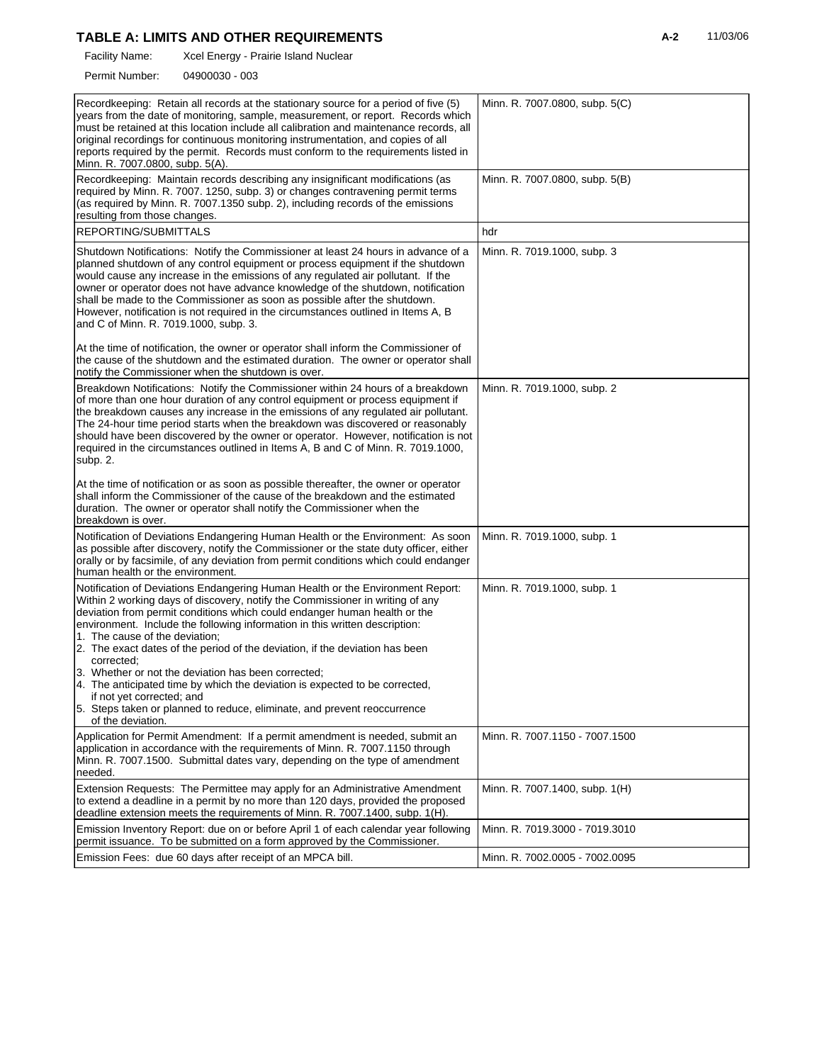## TABLE A: LIMITS AND OTHER REQUIREMENTS

Facility Name: Xcel Energy - Prairie Island Nuclear

Permit Number: 04900030 - 003

| | |
|---|---|
| Recordkeeping: Retain all records at the stationary source for a period of five (5) years from the date of monitoring, sample, measurement, or report. Records which must be retained at this location include all calibration and maintenance records, all original recordings for continuous monitoring instrumentation, and copies of all reports required by the permit. Records must conform to the requirements listed in Minn. R. 7007.0800, subp. 5(A). | Minn. R. 7007.0800, subp. 5(C) |
| Recordkeeping: Maintain records describing any insignificant modifications (as required by Minn. R. 7007. 1250, subp. 3) or changes contravening permit terms (as required by Minn. R. 7007.1350 subp. 2), including records of the emissions resulting from those changes. | Minn. R. 7007.0800, subp. 5(B) |
| REPORTING/SUBMITTALS | hdr |
| Shutdown Notifications: Notify the Commissioner at least 24 hours in advance of a planned shutdown of any control equipment or process equipment if the shutdown would cause any increase in the emissions of any regulated air pollutant. If the owner or operator does not have advance knowledge of the shutdown, notification shall be made to the Commissioner as soon as possible after the shutdown. However, notification is not required in the circumstances outlined in Items A, B and C of Minn. R. 7019.1000, subp. 3.<br><br>At the time of notification, the owner or operator shall inform the Commissioner of the cause of the shutdown and the estimated duration. The owner or operator shall notify the Commissioner when the shutdown is over. | Minn. R. 7019.1000, subp. 3 |
| Breakdown Notifications: Notify the Commissioner within 24 hours of a breakdown of more than one hour duration of any control equipment or process equipment if the breakdown causes any increase in the emissions of any regulated air pollutant. The 24-hour time period starts when the breakdown was discovered or reasonably should have been discovered by the owner or operator. However, notification is not required in the circumstances outlined in Items A, B and C of Minn. R. 7019.1000, subp. 2.<br><br>At the time of notification or as soon as possible thereafter, the owner or operator shall inform the Commissioner of the cause of the breakdown and the estimated duration. The owner or operator shall notify the Commissioner when the breakdown is over. | Minn. R. 7019.1000, subp. 2 |
| Notification of Deviations Endangering Human Health or the Environment: As soon as possible after discovery, notify the Commissioner or the state duty officer, either orally or by facsimile, of any deviation from permit conditions which could endanger human health or the environment. | Minn. R. 7019.1000, subp. 1 |
| Notification of Deviations Endangering Human Health or the Environment Report: Within 2 working days of discovery, notify the Commissioner in writing of any deviation from permit conditions which could endanger human health or the environment. Include the following information in this written description:<br>1. The cause of the deviation;<br>2. The exact dates of the period of the deviation, if the deviation has been corrected;<br>3. Whether or not the deviation has been corrected;<br>4. The anticipated time by which the deviation is expected to be corrected, if not yet corrected; and<br>5. Steps taken or planned to reduce, eliminate, and prevent reoccurrence of the deviation. | Minn. R. 7019.1000, subp. 1 |
| Application for Permit Amendment: If a permit amendment is needed, submit an application in accordance with the requirements of Minn. R. 7007.1150 through Minn. R. 7007.1500. Submittal dates vary, depending on the type of amendment needed. | Minn. R. 7007.1150 - 7007.1500 |
| Extension Requests: The Permittee may apply for an Administrative Amendment to extend a deadline in a permit by no more than 120 days, provided the proposed deadline extension meets the requirements of Minn. R. 7007.1400, subp. 1(H). | Minn. R. 7007.1400, subp. 1(H) |
| Emission Inventory Report: due on or before April 1 of each calendar year following permit issuance. To be submitted on a form approved by the Commissioner. | Minn. R. 7019.3000 - 7019.3010 |
| Emission Fees: due 60 days after receipt of an MPCA bill. | Minn. R. 7002.0005 - 7002.0095 |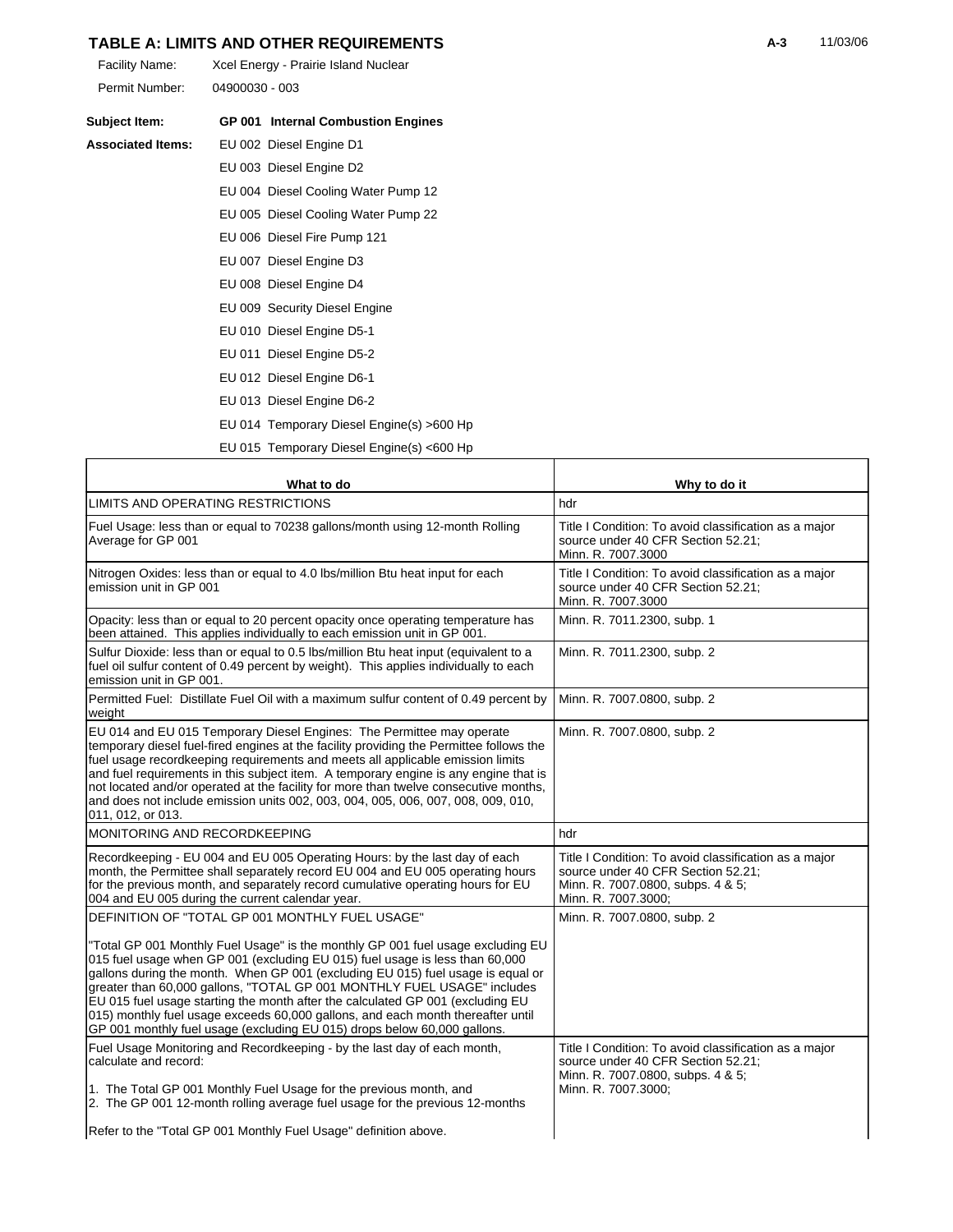## TABLE A: LIMITS AND OTHER REQUIREMENTS

Facility Name: Xcel Energy - Prairie Island Nuclear

Permit Number: 04900030 - 003

**Subject Item:** **GP 001 Internal Combustion Engines**

**Associated Items:**
- EU 002 Diesel Engine D1
- EU 003 Diesel Engine D2
- EU 004 Diesel Cooling Water Pump 12
- EU 005 Diesel Cooling Water Pump 22
- EU 006 Diesel Fire Pump 121
- EU 007 Diesel Engine D3
- EU 008 Diesel Engine D4
- EU 009 Security Diesel Engine
- EU 010 Diesel Engine D5-1
- EU 011 Diesel Engine D5-2
- EU 012 Diesel Engine D6-1
- EU 013 Diesel Engine D6-2
- EU 014 Temporary Diesel Engine(s) >600 Hp
- EU 015 Temporary Diesel Engine(s) <600 Hp

| What to do | Why to do it |
|---|---|
| LIMITS AND OPERATING RESTRICTIONS | hdr |
| Fuel Usage: less than or equal to 70238 gallons/month using 12-month Rolling Average for GP 001 | Title I Condition: To avoid classification as a major source under 40 CFR Section 52.21; Minn. R. 7007.3000 |
| Nitrogen Oxides: less than or equal to 4.0 lbs/million Btu heat input for each emission unit in GP 001 | Title I Condition: To avoid classification as a major source under 40 CFR Section 52.21; Minn. R. 7007.3000 |
| Opacity: less than or equal to 20 percent opacity once operating temperature has been attained. This applies individually to each emission unit in GP 001. | Minn. R. 7011.2300, subp. 1 |
| Sulfur Dioxide: less than or equal to 0.5 lbs/million Btu heat input (equivalent to a fuel oil sulfur content of 0.49 percent by weight). This applies individually to each emission unit in GP 001. | Minn. R. 7011.2300, subp. 2 |
| Permitted Fuel: Distillate Fuel Oil with a maximum sulfur content of 0.49 percent by weight | Minn. R. 7007.0800, subp. 2 |
| EU 014 and EU 015 Temporary Diesel Engines: The Permittee may operate temporary diesel fuel-fired engines at the facility providing the Permittee follows the fuel usage recordkeeping requirements and meets all applicable emission limits and fuel requirements in this subject item. A temporary engine is any engine that is not located and/or operated at the facility for more than twelve consecutive months, and does not include emission units 002, 003, 004, 005, 006, 007, 008, 009, 010, 011, 012, or 013. | Minn. R. 7007.0800, subp. 2 |
| MONITORING AND RECORDKEEPING | hdr |
| Recordkeeping - EU 004 and EU 005 Operating Hours: by the last day of each month, the Permittee shall separately record EU 004 and EU 005 operating hours for the previous month, and separately record cumulative operating hours for EU 004 and EU 005 during the current calendar year. | Title I Condition: To avoid classification as a major source under 40 CFR Section 52.21; Minn. R. 7007.0800, subps. 4 & 5; Minn. R. 7007.3000; |
| DEFINITION OF "TOTAL GP 001 MONTHLY FUEL USAGE"<br><br>"Total GP 001 Monthly Fuel Usage" is the monthly GP 001 fuel usage excluding EU 015 fuel usage when GP 001 (excluding EU 015) fuel usage is less than 60,000 gallons during the month. When GP 001 (excluding EU 015) fuel usage is equal or greater than 60,000 gallons, "TOTAL GP 001 MONTHLY FUEL USAGE" includes EU 015 fuel usage starting the month after the calculated GP 001 (excluding EU 015) monthly fuel usage exceeds 60,000 gallons, and each month thereafter until GP 001 monthly fuel usage (excluding EU 015) drops below 60,000 gallons. | Minn. R. 7007.0800, subp. 2 |
| Fuel Usage Monitoring and Recordkeeping - by the last day of each month, calculate and record:<br><br>1. The Total GP 001 Monthly Fuel Usage for the previous month, and<br>2. The GP 001 12-month rolling average fuel usage for the previous 12-months<br><br>Refer to the "Total GP 001 Monthly Fuel Usage" definition above. | Title I Condition: To avoid classification as a major source under 40 CFR Section 52.21; Minn. R. 7007.0800, subps. 4 & 5; Minn. R. 7007.3000; |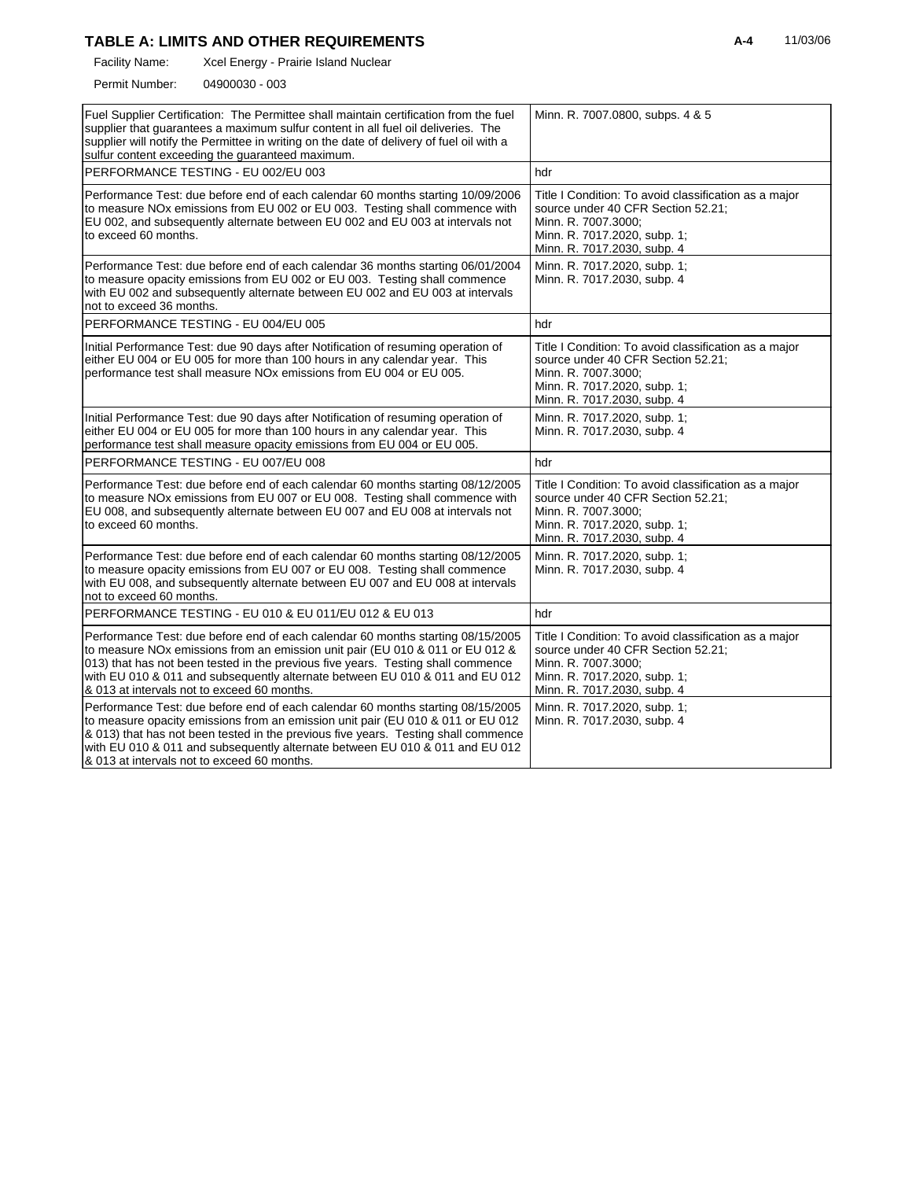# TABLE A: LIMITS AND OTHER REQUIREMENTS

Facility Name: Xcel Energy - Prairie Island Nuclear

Permit Number: 04900030 - 003

| | |
|---|---|
| Fuel Supplier Certification: The Permittee shall maintain certification from the fuel supplier that guarantees a maximum sulfur content in all fuel oil deliveries. The supplier will notify the Permittee in writing on the date of delivery of fuel oil with a sulfur content exceeding the guaranteed maximum. | Minn. R. 7007.0800, subps. 4 & 5 |
| PERFORMANCE TESTING - EU 002/EU 003 | hdr |
| Performance Test: due before end of each calendar 60 months starting 10/09/2006 to measure NOx emissions from EU 002 or EU 003. Testing shall commence with EU 002, and subsequently alternate between EU 002 and EU 003 at intervals not to exceed 60 months. | Title I Condition: To avoid classification as a major source under 40 CFR Section 52.21; Minn. R. 7007.3000; Minn. R. 7017.2020, subp. 1; Minn. R. 7017.2030, subp. 4 |
| Performance Test: due before end of each calendar 36 months starting 06/01/2004 to measure opacity emissions from EU 002 or EU 003. Testing shall commence with EU 002 and subsequently alternate between EU 002 and EU 003 at intervals not to exceed 36 months. | Minn. R. 7017.2020, subp. 1; Minn. R. 7017.2030, subp. 4 |
| PERFORMANCE TESTING - EU 004/EU 005 | hdr |
| Initial Performance Test: due 90 days after Notification of resuming operation of either EU 004 or EU 005 for more than 100 hours in any calendar year. This performance test shall measure NOx emissions from EU 004 or EU 005. | Title I Condition: To avoid classification as a major source under 40 CFR Section 52.21; Minn. R. 7007.3000; Minn. R. 7017.2020, subp. 1; Minn. R. 7017.2030, subp. 4 |
| Initial Performance Test: due 90 days after Notification of resuming operation of either EU 004 or EU 005 for more than 100 hours in any calendar year. This performance test shall measure opacity emissions from EU 004 or EU 005. | Minn. R. 7017.2020, subp. 1; Minn. R. 7017.2030, subp. 4 |
| PERFORMANCE TESTING - EU 007/EU 008 | hdr |
| Performance Test: due before end of each calendar 60 months starting 08/12/2005 to measure NOx emissions from EU 007 or EU 008. Testing shall commence with EU 008, and subsequently alternate between EU 007 and EU 008 at intervals not to exceed 60 months. | Title I Condition: To avoid classification as a major source under 40 CFR Section 52.21; Minn. R. 7007.3000; Minn. R. 7017.2020, subp. 1; Minn. R. 7017.2030, subp. 4 |
| Performance Test: due before end of each calendar 60 months starting 08/12/2005 to measure opacity emissions from EU 007 or EU 008. Testing shall commence with EU 008, and subsequently alternate between EU 007 and EU 008 at intervals not to exceed 60 months. | Minn. R. 7017.2020, subp. 1; Minn. R. 7017.2030, subp. 4 |
| PERFORMANCE TESTING - EU 010 & EU 011/EU 012 & EU 013 | hdr |
| Performance Test: due before end of each calendar 60 months starting 08/15/2005 to measure NOx emissions from an emission unit pair (EU 010 & 011 or EU 012 & 013) that has not been tested in the previous five years. Testing shall commence with EU 010 & 011 and subsequently alternate between EU 010 & 011 and EU 012 & 013 at intervals not to exceed 60 months. | Title I Condition: To avoid classification as a major source under 40 CFR Section 52.21; Minn. R. 7007.3000; Minn. R. 7017.2020, subp. 1; Minn. R. 7017.2030, subp. 4 |
| Performance Test: due before end of each calendar 60 months starting 08/15/2005 to measure opacity emissions from an emission unit pair (EU 010 & 011 or EU 012 & 013) that has not been tested in the previous five years. Testing shall commence with EU 010 & 011 and subsequently alternate between EU 010 & 011 and EU 012 & 013 at intervals not to exceed 60 months. | Minn. R. 7017.2020, subp. 1; Minn. R. 7017.2030, subp. 4 |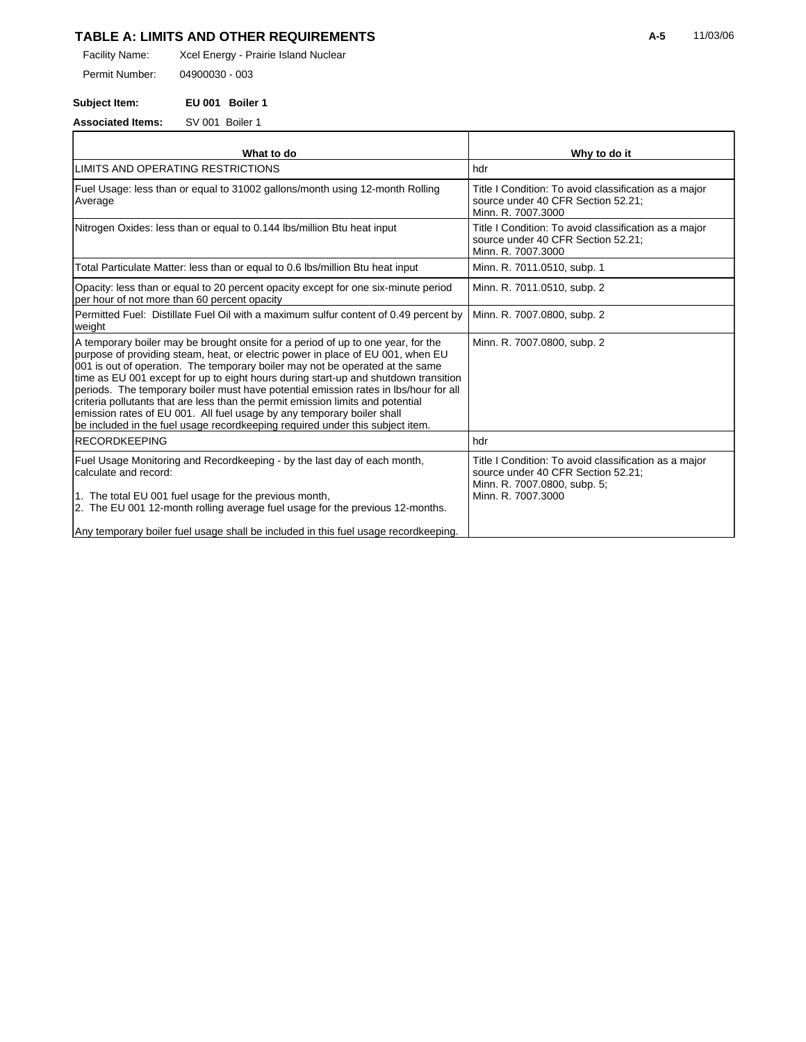## TABLE A: LIMITS AND OTHER REQUIREMENTS

Facility Name: Xcel Energy - Prairie Island Nuclear

Permit Number: 04900030 - 003

**Subject Item:** **EU 001 Boiler 1**

**Associated Items:** SV 001 Boiler 1

| What to do | Why to do it |
|---|---|
| LIMITS AND OPERATING RESTRICTIONS | hdr |
| Fuel Usage: less than or equal to 31002 gallons/month using 12-month Rolling Average | Title I Condition: To avoid classification as a major source under 40 CFR Section 52.21; Minn. R. 7007.3000 |
| Nitrogen Oxides: less than or equal to 0.144 lbs/million Btu heat input | Title I Condition: To avoid classification as a major source under 40 CFR Section 52.21; Minn. R. 7007.3000 |
| Total Particulate Matter: less than or equal to 0.6 lbs/million Btu heat input | Minn. R. 7011.0510, subp. 1 |
| Opacity: less than or equal to 20 percent opacity except for one six-minute period per hour of not more than 60 percent opacity | Minn. R. 7011.0510, subp. 2 |
| Permitted Fuel: Distillate Fuel Oil with a maximum sulfur content of 0.49 percent by weight | Minn. R. 7007.0800, subp. 2 |
| A temporary boiler may be brought onsite for a period of up to one year, for the purpose of providing steam, heat, or electric power in place of EU 001, when EU 001 is out of operation. The temporary boiler may not be operated at the same time as EU 001 except for up to eight hours during start-up and shutdown transition periods. The temporary boiler must have potential emission rates in lbs/hour for all criteria pollutants that are less than the permit emission limits and potential emission rates of EU 001. All fuel usage by any temporary boiler shall be included in the fuel usage recordkeeping required under this subject item. | Minn. R. 7007.0800, subp. 2 |
| RECORDKEEPING | hdr |
| Fuel Usage Monitoring and Recordkeeping - by the last day of each month, calculate and record:<br><br>1. The total EU 001 fuel usage for the previous month,<br>2. The EU 001 12-month rolling average fuel usage for the previous 12-months.<br><br>Any temporary boiler fuel usage shall be included in this fuel usage recordkeeping. | Title I Condition: To avoid classification as a major source under 40 CFR Section 52.21; Minn. R. 7007.0800, subp. 5; Minn. R. 7007.3000 |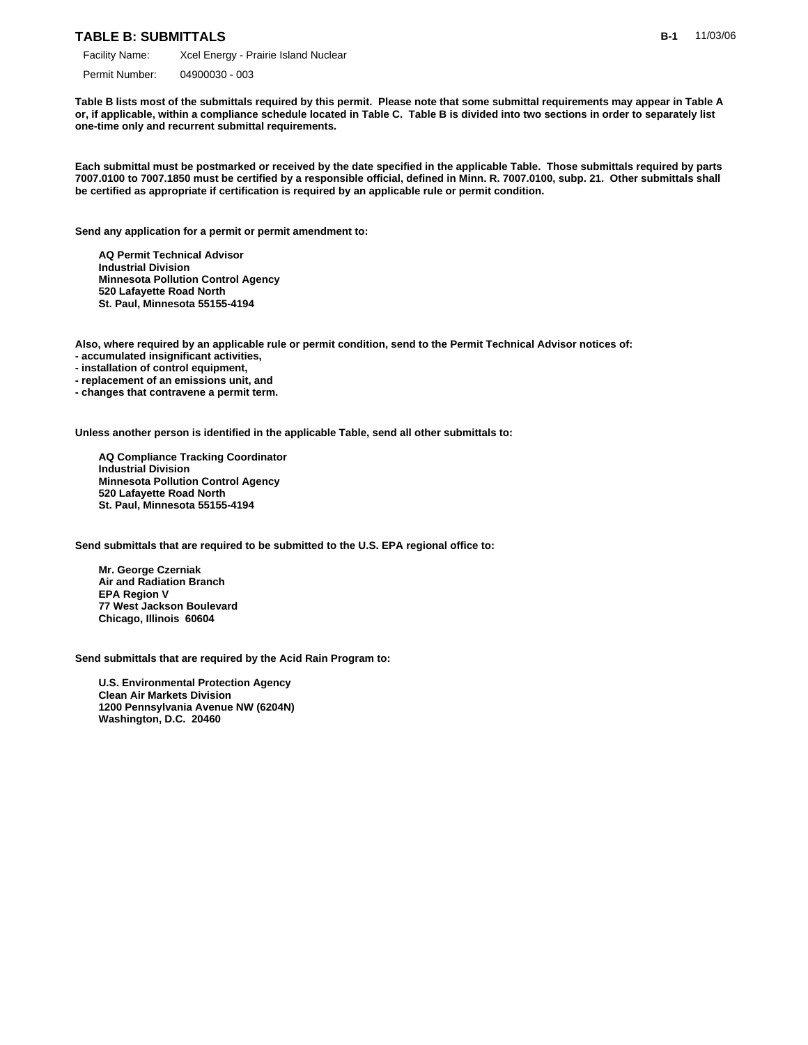## TABLE B: SUBMITTALS

Facility Name: Xcel Energy - Prairie Island Nuclear

Permit Number: 04900030 - 003

**Table B lists most of the submittals required by this permit. Please note that some submittal requirements may appear in Table A or, if applicable, within a compliance schedule located in Table C. Table B is divided into two sections in order to separately list one-time only and recurrent submittal requirements.**

**Each submittal must be postmarked or received by the date specified in the applicable Table. Those submittals required by parts 7007.0100 to 7007.1850 must be certified by a responsible official, defined in Minn. R. 7007.0100, subp. 21. Other submittals shall be certified as appropriate if certification is required by an applicable rule or permit condition.**

**Send any application for a permit or permit amendment to:**

**AQ Permit Technical Advisor**
**Industrial Division**
**Minnesota Pollution Control Agency**
**520 Lafayette Road North**
**St. Paul, Minnesota 55155-4194**

**Also, where required by an applicable rule or permit condition, send to the Permit Technical Advisor notices of:**
- **accumulated insignificant activities,**
- **installation of control equipment,**
- **replacement of an emissions unit, and**
- **changes that contravene a permit term.**

**Unless another person is identified in the applicable Table, send all other submittals to:**

**AQ Compliance Tracking Coordinator**
**Industrial Division**
**Minnesota Pollution Control Agency**
**520 Lafayette Road North**
**St. Paul, Minnesota 55155-4194**

**Send submittals that are required to be submitted to the U.S. EPA regional office to:**

**Mr. George Czerniak**
**Air and Radiation Branch**
**EPA Region V**
**77 West Jackson Boulevard**
**Chicago, Illinois 60604**

**Send submittals that are required by the Acid Rain Program to:**

**U.S. Environmental Protection Agency**
**Clean Air Markets Division**
**1200 Pennsylvania Avenue NW (6204N)**
**Washington, D.C. 20460**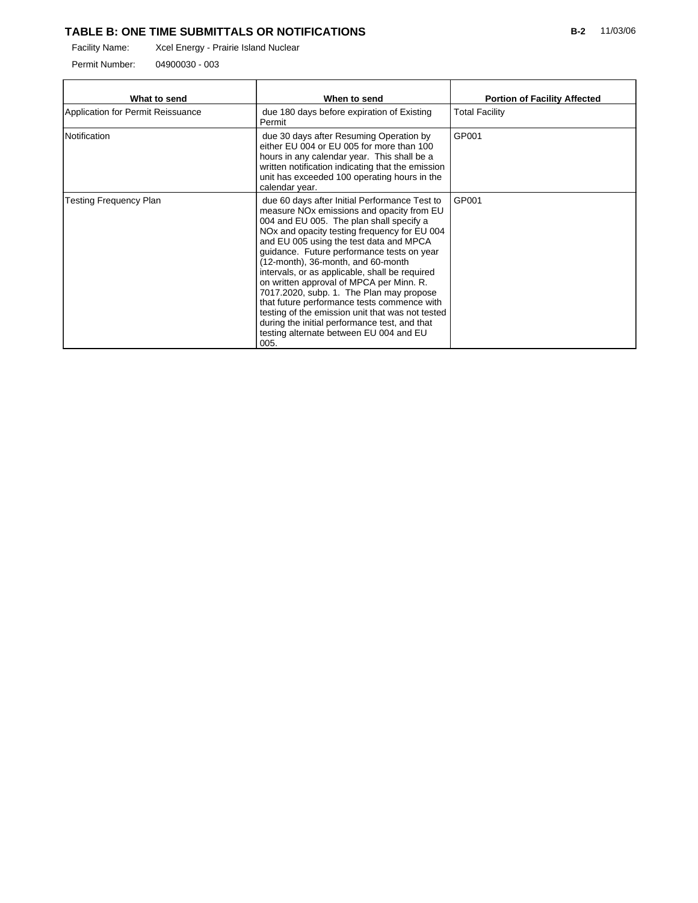# TABLE B: ONE TIME SUBMITTALS OR NOTIFICATIONS

Facility Name: Xcel Energy - Prairie Island Nuclear

Permit Number: 04900030 - 003

| What to send | When to send | Portion of Facility Affected |
|---|---|---|
| Application for Permit Reissuance | due 180 days before expiration of Existing Permit | Total Facility |
| Notification | due 30 days after Resuming Operation by either EU 004 or EU 005 for more than 100 hours in any calendar year. This shall be a written notification indicating that the emission unit has exceeded 100 operating hours in the calendar year. | GP001 |
| Testing Frequency Plan | due 60 days after Initial Performance Test to measure NOx emissions and opacity from EU 004 and EU 005. The plan shall specify a NOx and opacity testing frequency for EU 004 and EU 005 using the test data and MPCA guidance. Future performance tests on year (12-month), 36-month, and 60-month intervals, or as applicable, shall be required on written approval of MPCA per Minn. R. 7017.2020, subp. 1. The Plan may propose that future performance tests commence with testing of the emission unit that was not tested during the initial performance test, and that testing alternate between EU 004 and EU 005. | GP001 |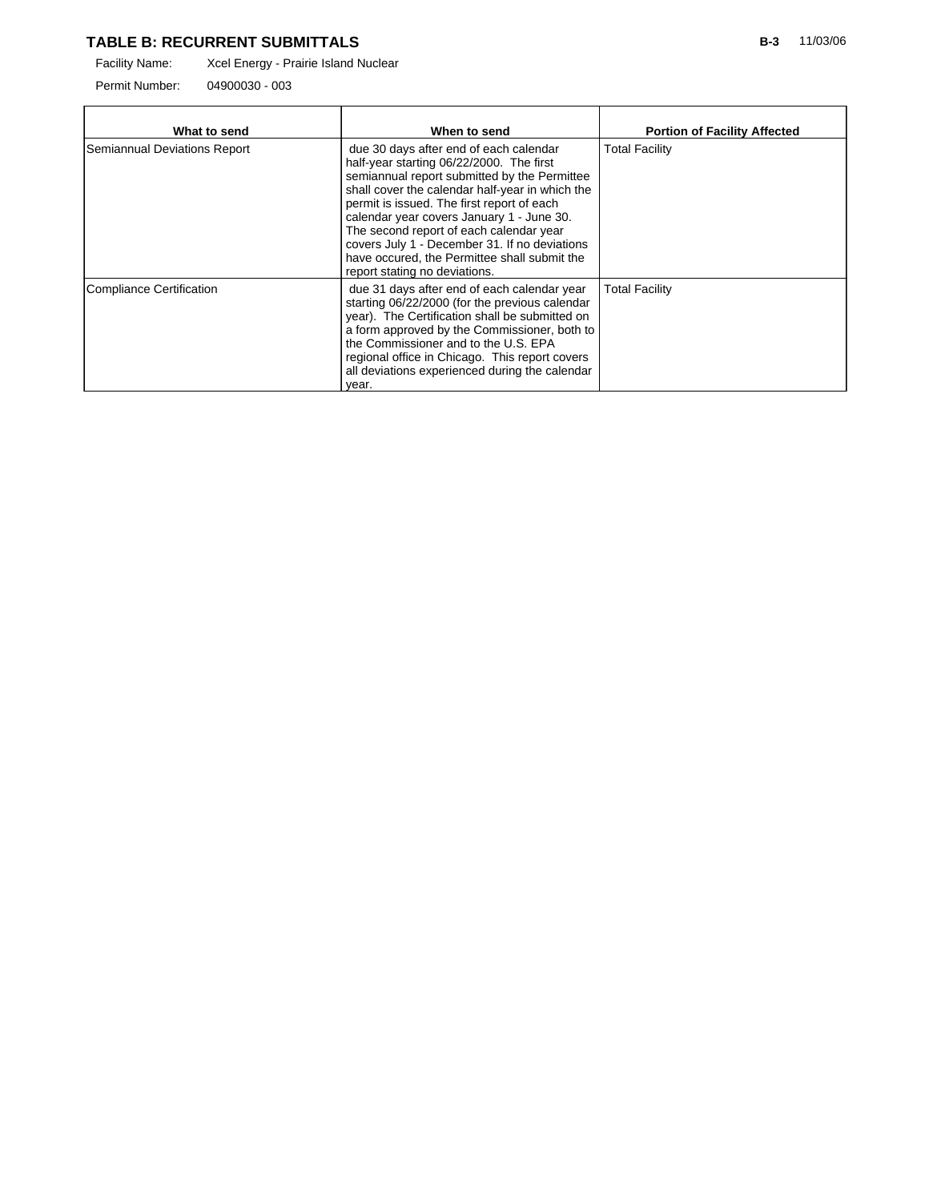## TABLE B: RECURRENT SUBMITTALS

Facility Name: Xcel Energy - Prairie Island Nuclear

Permit Number: 04900030 - 003

| What to send | When to send | Portion of Facility Affected |
|---|---|---|
| Semiannual Deviations Report | due 30 days after end of each calendar half-year starting 06/22/2000. The first semiannual report submitted by the Permittee shall cover the calendar half-year in which the permit is issued. The first report of each calendar year covers January 1 - June 30. The second report of each calendar year covers July 1 - December 31. If no deviations have occured, the Permittee shall submit the report stating no deviations. | Total Facility |
| Compliance Certification | due 31 days after end of each calendar year starting 06/22/2000 (for the previous calendar year). The Certification shall be submitted on a form approved by the Commissioner, both to the Commissioner and to the U.S. EPA regional office in Chicago. This report covers all deviations experienced during the calendar year. | Total Facility |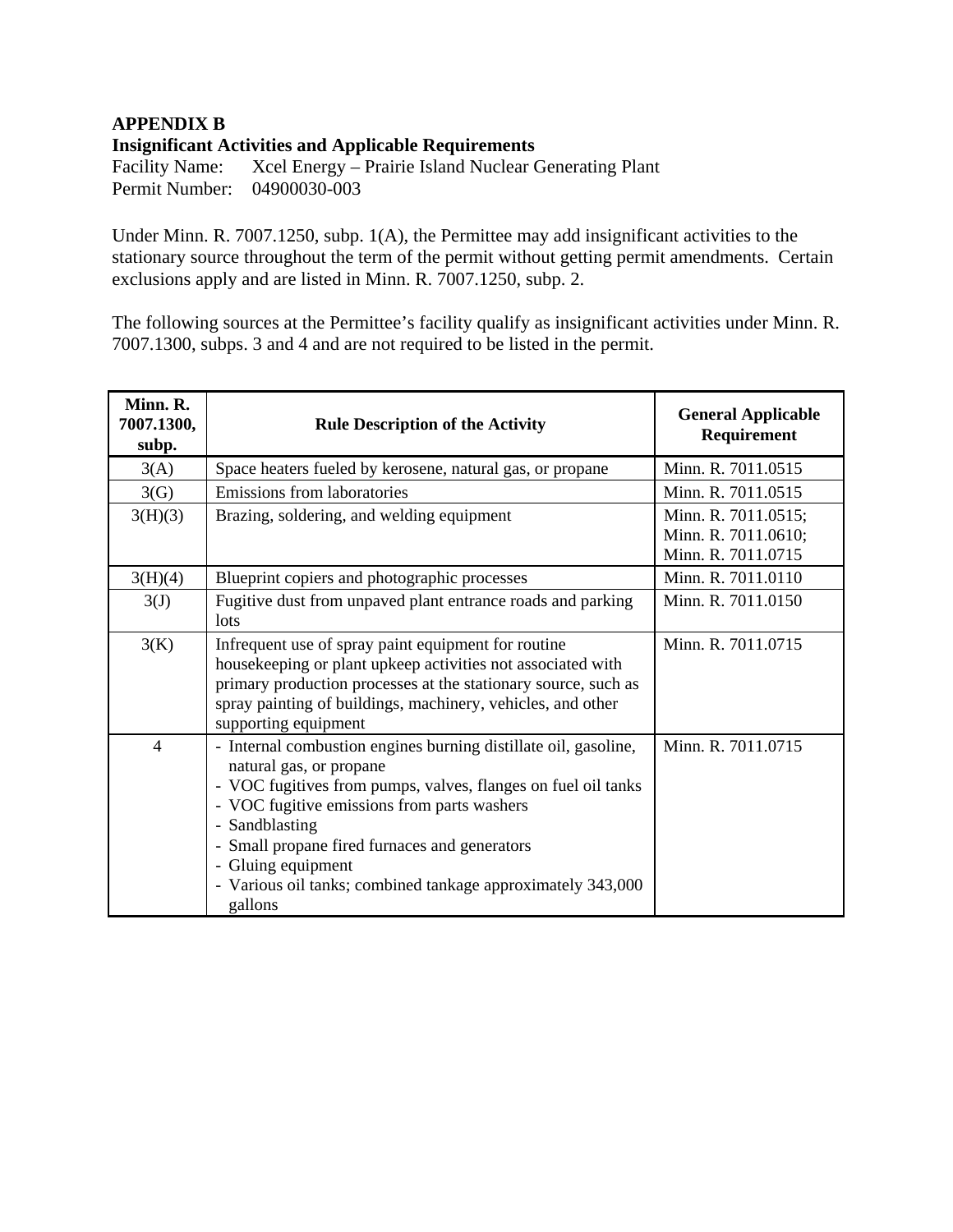**APPENDIX B**
**Insignificant Activities and Applicable Requirements**
Facility Name: Xcel Energy – Prairie Island Nuclear Generating Plant
Permit Number: 04900030-003

Under Minn. R. 7007.1250, subp. 1(A), the Permittee may add insignificant activities to the stationary source throughout the term of the permit without getting permit amendments. Certain exclusions apply and are listed in Minn. R. 7007.1250, subp. 2.

The following sources at the Permittee's facility qualify as insignificant activities under Minn. R. 7007.1300, subps. 3 and 4 and are not required to be listed in the permit.

| Minn. R. 7007.1300, subp. | Rule Description of the Activity | General Applicable Requirement |
|---|---|---|
| 3(A) | Space heaters fueled by kerosene, natural gas, or propane | Minn. R. 7011.0515 |
| 3(G) | Emissions from laboratories | Minn. R. 7011.0515 |
| 3(H)(3) | Brazing, soldering, and welding equipment | Minn. R. 7011.0515; Minn. R. 7011.0610; Minn. R. 7011.0715 |
| 3(H)(4) | Blueprint copiers and photographic processes | Minn. R. 7011.0110 |
| 3(J) | Fugitive dust from unpaved plant entrance roads and parking lots | Minn. R. 7011.0150 |
| 3(K) | Infrequent use of spray paint equipment for routine housekeeping or plant upkeep activities not associated with primary production processes at the stationary source, such as spray painting of buildings, machinery, vehicles, and other supporting equipment | Minn. R. 7011.0715 |
| 4 | - Internal combustion engines burning distillate oil, gasoline, natural gas, or propane<br>- VOC fugitives from pumps, valves, flanges on fuel oil tanks<br>- VOC fugitive emissions from parts washers<br>- Sandblasting<br>- Small propane fired furnaces and generators<br>- Gluing equipment<br>- Various oil tanks; combined tankage approximately 343,000 gallons | Minn. R. 7011.0715 |